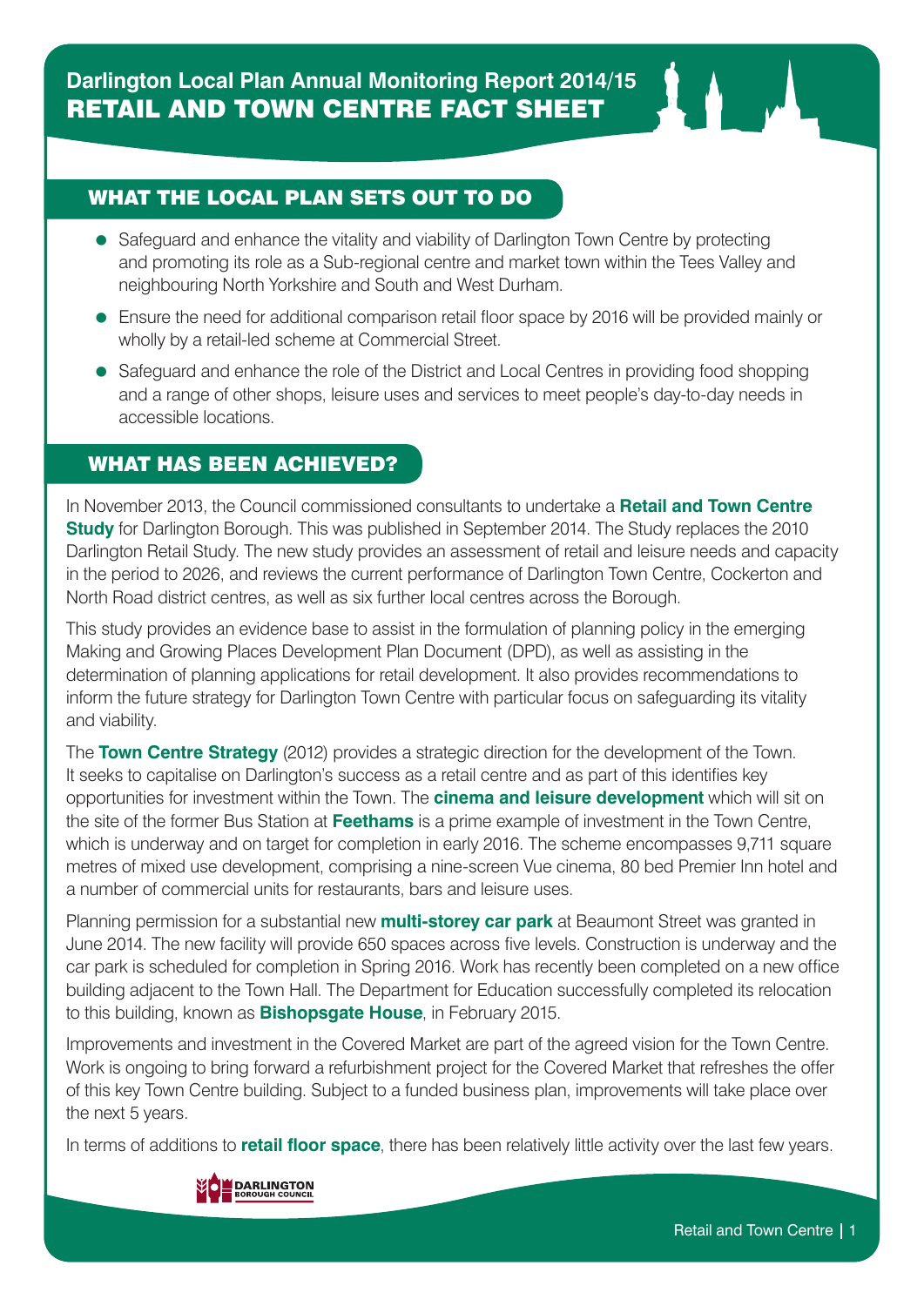# Darlington Local Plan Annual Monitoring Report 2014/15

# RETAIL AND TOWN CENTRE FACT SHEET

## WHAT THE LOCAL PLAN SETS OUT TO DO

- Safeguard and enhance the vitality and viability of Darlington Town Centre by protecting and promoting its role as a Sub-regional centre and market town within the Tees Valley and neighbouring North Yorkshire and South and West Durham.
- Ensure the need for additional comparison retail floor space by 2016 will be provided mainly or wholly by a retail-led scheme at Commercial Street.
- Safeguard and enhance the role of the District and Local Centres in providing food shopping and a range of other shops, leisure uses and services to meet people's day-to-day needs in accessible locations.

## WHAT HAS BEEN ACHIEVED?

In November 2013, the Council commissioned consultants to undertake a **Retail and Town Centre Study** for Darlington Borough. This was published in September 2014. The Study replaces the 2010 Darlington Retail Study. The new study provides an assessment of retail and leisure needs and capacity in the period to 2026, and reviews the current performance of Darlington Town Centre, Cockerton and North Road district centres, as well as six further local centres across the Borough.

This study provides an evidence base to assist in the formulation of planning policy in the emerging Making and Growing Places Development Plan Document (DPD), as well as assisting in the determination of planning applications for retail development. It also provides recommendations to inform the future strategy for Darlington Town Centre with particular focus on safeguarding its vitality and viability.

The **Town Centre Strategy** (2012) provides a strategic direction for the development of the Town. It seeks to capitalise on Darlington's success as a retail centre and as part of this identifies key opportunities for investment within the Town. The **cinema and leisure development** which will sit on the site of the former Bus Station at **Feethams** is a prime example of investment in the Town Centre, which is underway and on target for completion in early 2016. The scheme encompasses 9,711 square metres of mixed use development, comprising a nine-screen Vue cinema, 80 bed Premier Inn hotel and a number of commercial units for restaurants, bars and leisure uses.

Planning permission for a substantial new **multi-storey car park** at Beaumont Street was granted in June 2014. The new facility will provide 650 spaces across five levels. Construction is underway and the car park is scheduled for completion in Spring 2016. Work has recently been completed on a new office building adjacent to the Town Hall. The Department for Education successfully completed its relocation to this building, known as **Bishopsgate House**, in February 2015.

Improvements and investment in the Covered Market are part of the agreed vision for the Town Centre. Work is ongoing to bring forward a refurbishment project for the Covered Market that refreshes the offer of this key Town Centre building. Subject to a funded business plan, improvements will take place over the next 5 years.

In terms of additions to **retail floor space**, there has been relatively little activity over the last few years.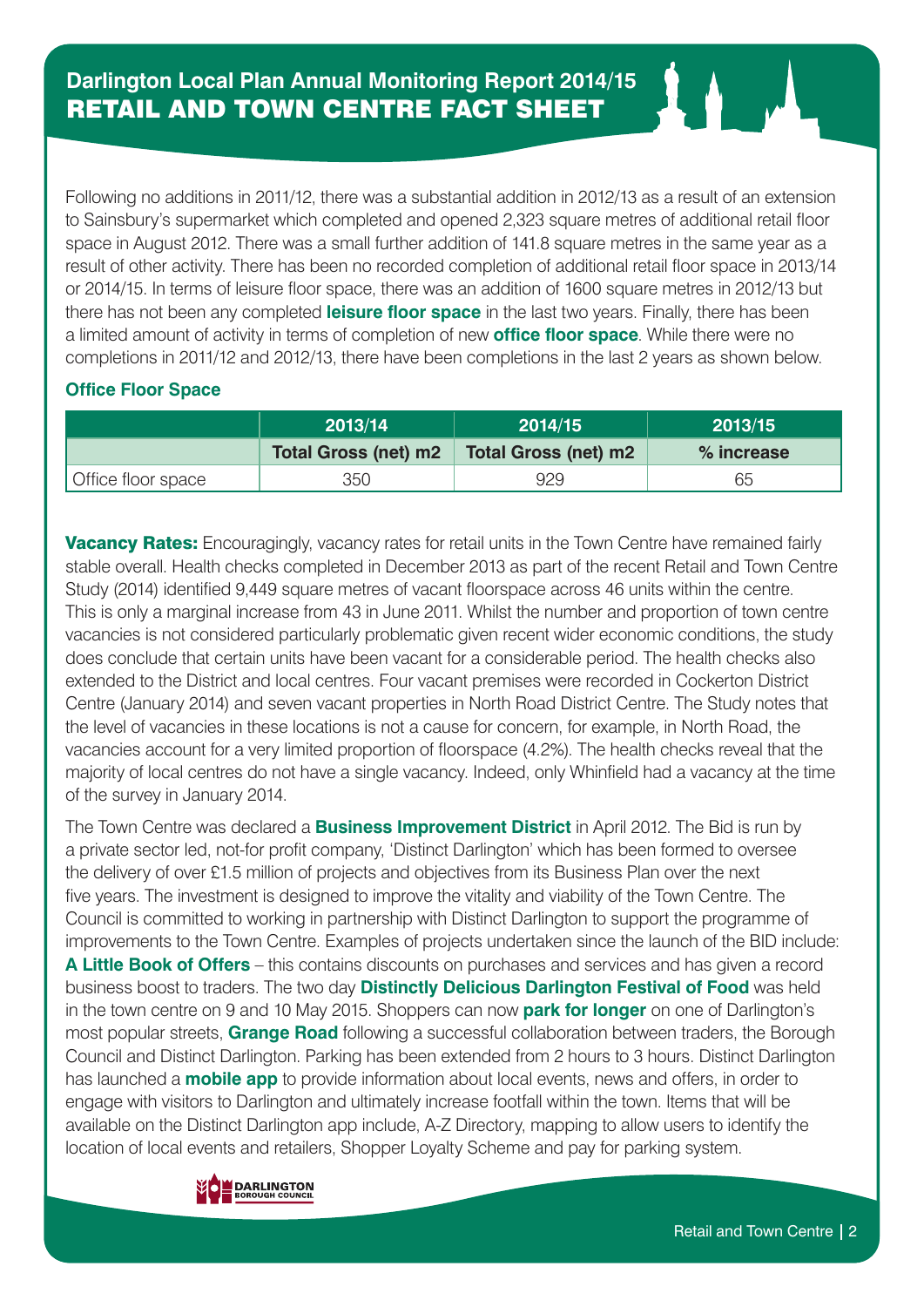# Darlington Local Plan Annual Monitoring Report 2014/15

## RETAIL AND TOWN CENTRE FACT SHEET

Following no additions in 2011/12, there was a substantial addition in 2012/13 as a result of an extension to Sainsbury's supermarket which completed and opened 2,323 square metres of additional retail floor space in August 2012. There was a small further addition of 141.8 square metres in the same year as a result of other activity. There has been no recorded completion of additional retail floor space in 2013/14 or 2014/15. In terms of leisure floor space, there was an addition of 1600 square metres in 2012/13 but there has not been any completed **leisure floor space** in the last two years. Finally, there has been a limited amount of activity in terms of completion of new **office floor space**. While there were no completions in 2011/12 and 2012/13, there have been completions in the last 2 years as shown below.

### Office Floor Space

| | 2013/14 | 2014/15 | 2013/15 |
|---|---|---|---|
| | Total Gross (net) m2 | Total Gross (net) m2 | % increase |
| Office floor space | 350 | 929 | 65 |

**Vacancy Rates:** Encouragingly, vacancy rates for retail units in the Town Centre have remained fairly stable overall. Health checks completed in December 2013 as part of the recent Retail and Town Centre Study (2014) identified 9,449 square metres of vacant floorspace across 46 units within the centre. This is only a marginal increase from 43 in June 2011. Whilst the number and proportion of town centre vacancies is not considered particularly problematic given recent wider economic conditions, the study does conclude that certain units have been vacant for a considerable period. The health checks also extended to the District and local centres. Four vacant premises were recorded in Cockerton District Centre (January 2014) and seven vacant properties in North Road District Centre. The Study notes that the level of vacancies in these locations is not a cause for concern, for example, in North Road, the vacancies account for a very limited proportion of floorspace (4.2%). The health checks reveal that the majority of local centres do not have a single vacancy. Indeed, only Whinfield had a vacancy at the time of the survey in January 2014.

The Town Centre was declared a **Business Improvement District** in April 2012. The Bid is run by a private sector led, not-for profit company, 'Distinct Darlington' which has been formed to oversee the delivery of over £1.5 million of projects and objectives from its Business Plan over the next five years. The investment is designed to improve the vitality and viability of the Town Centre. The Council is committed to working in partnership with Distinct Darlington to support the programme of improvements to the Town Centre. Examples of projects undertaken since the launch of the BID include: **A Little Book of Offers** – this contains discounts on purchases and services and has given a record business boost to traders. The two day **Distinctly Delicious Darlington Festival of Food** was held in the town centre on 9 and 10 May 2015. Shoppers can now **park for longer** on one of Darlington's most popular streets, **Grange Road** following a successful collaboration between traders, the Borough Council and Distinct Darlington. Parking has been extended from 2 hours to 3 hours. Distinct Darlington has launched a **mobile app** to provide information about local events, news and offers, in order to engage with visitors to Darlington and ultimately increase footfall within the town. Items that will be available on the Distinct Darlington app include, A-Z Directory, mapping to allow users to identify the location of local events and retailers, Shopper Loyalty Scheme and pay for parking system.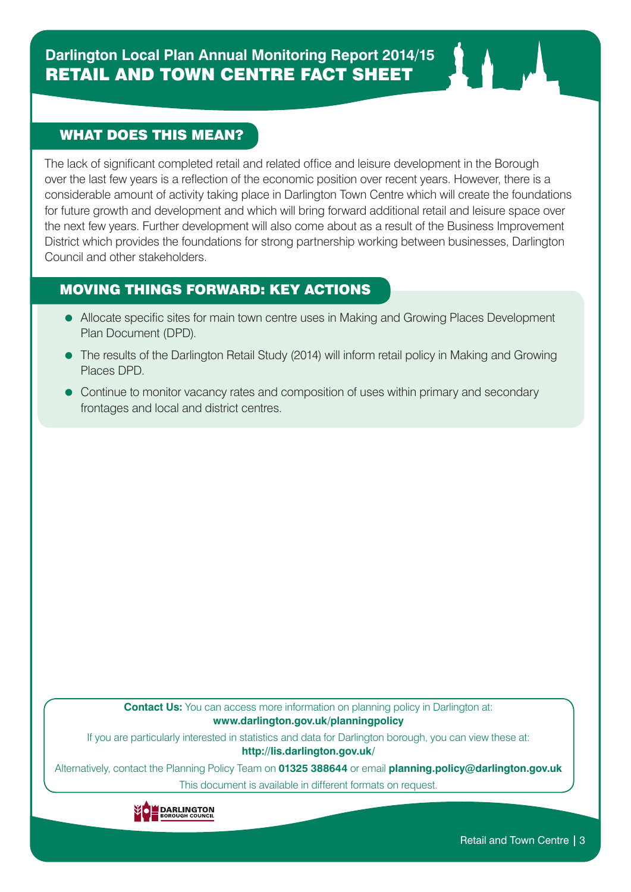# Darlington Local Plan Annual Monitoring Report 2014/15

## RETAIL AND TOWN CENTRE FACT SHEET

### WHAT DOES THIS MEAN?

The lack of significant completed retail and related office and leisure development in the Borough over the last few years is a reflection of the economic position over recent years. However, there is a considerable amount of activity taking place in Darlington Town Centre which will create the foundations for future growth and development and which will bring forward additional retail and leisure space over the next few years. Further development will also come about as a result of the Business Improvement District which provides the foundations for strong partnership working between businesses, Darlington Council and other stakeholders.

### MOVING THINGS FORWARD: KEY ACTIONS

- Allocate specific sites for main town centre uses in Making and Growing Places Development Plan Document (DPD).
- The results of the Darlington Retail Study (2014) will inform retail policy in Making and Growing Places DPD.
- Continue to monitor vacancy rates and composition of uses within primary and secondary frontages and local and district centres.

**Contact Us:** You can access more information on planning policy in Darlington at:
**www.darlington.gov.uk/planningpolicy**

If you are particularly interested in statistics and data for Darlington borough, you can view these at:
**http://lis.darlington.gov.uk/**

Alternatively, contact the Planning Policy Team on **01325 388644** or email **planning.policy@darlington.gov.uk**

This document is available in different formats on request.

DARLINGTON BOROUGH COUNCIL